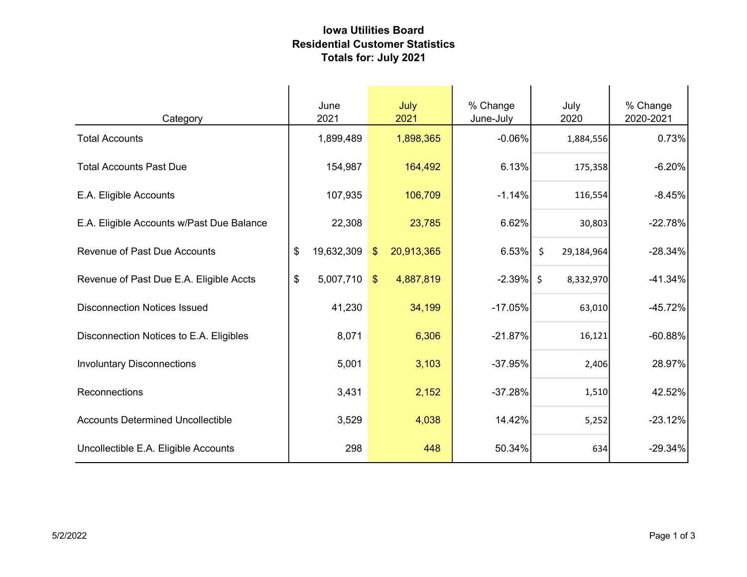# Iowa Utilities Board
## Residential Customer Statistics
## Totals for: July 2021

| Category | June 2021 | July 2021 | % Change June-July | July 2020 | % Change 2020-2021 |
|---|---|---|---|---|---|
| Total Accounts | 1,899,489 | 1,898,365 | -0.06% | 1,884,556 | 0.73% |
| Total Accounts Past Due | 154,987 | 164,492 | 6.13% | 175,358 | -6.20% |
| E.A. Eligible Accounts | 107,935 | 106,709 | -1.14% | 116,554 | -8.45% |
| E.A. Eligible Accounts w/Past Due Balance | 22,308 | 23,785 | 6.62% | 30,803 | -22.78% |
| Revenue of Past Due Accounts | $ 19,632,309 | $ 20,913,365 | 6.53% | $ 29,184,964 | -28.34% |
| Revenue of Past Due E.A. Eligible Accts | $ 5,007,710 | $ 4,887,819 | -2.39% | $ 8,332,970 | -41.34% |
| Disconnection Notices Issued | 41,230 | 34,199 | -17.05% | 63,010 | -45.72% |
| Disconnection Notices to E.A. Eligibles | 8,071 | 6,306 | -21.87% | 16,121 | -60.88% |
| Involuntary Disconnections | 5,001 | 3,103 | -37.95% | 2,406 | 28.97% |
| Reconnections | 3,431 | 2,152 | -37.28% | 1,510 | 42.52% |
| Accounts Determined Uncollectible | 3,529 | 4,038 | 14.42% | 5,252 | -23.12% |
| Uncollectible E.A. Eligible Accounts | 298 | 448 | 50.34% | 634 | -29.34% |

5/2/2022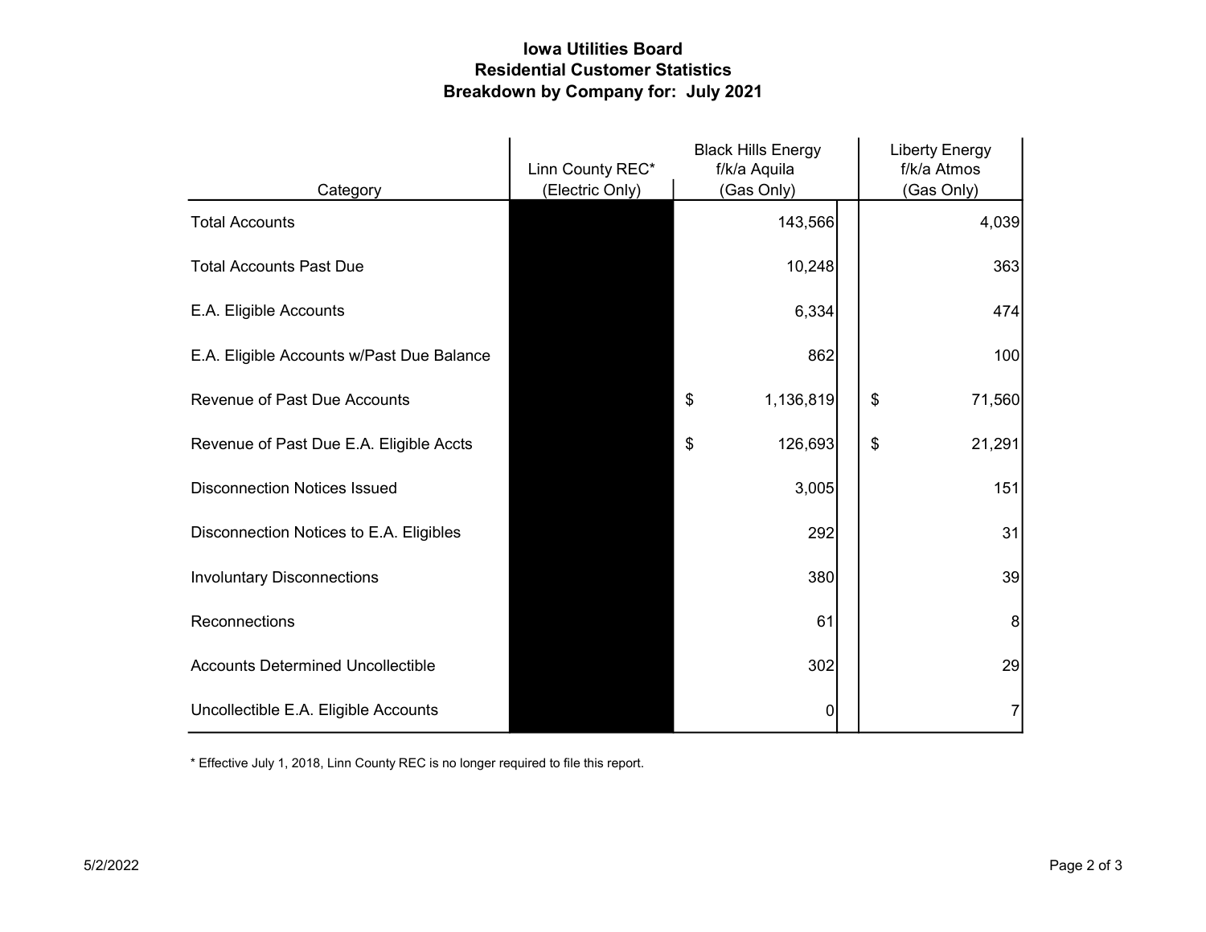# Iowa Utilities Board
## Residential Customer Statistics
## Breakdown by Company for: July 2021

| Category | Linn County REC* (Electric Only) | Black Hills Energy f/k/a Aquila (Gas Only) | Liberty Energy f/k/a Atmos (Gas Only) |
|---|---|---|---|
| Total Accounts | | 143,566 | 4,039 |
| Total Accounts Past Due | | 10,248 | 363 |
| E.A. Eligible Accounts | | 6,334 | 474 |
| E.A. Eligible Accounts w/Past Due Balance | | 862 | 100 |
| Revenue of Past Due Accounts | | $ 1,136,819 | $ 71,560 |
| Revenue of Past Due E.A. Eligible Accts | | $ 126,693 | $ 21,291 |
| Disconnection Notices Issued | | 3,005 | 151 |
| Disconnection Notices to E.A. Eligibles | | 292 | 31 |
| Involuntary Disconnections | | 380 | 39 |
| Reconnections | | 61 | 8 |
| Accounts Determined Uncollectible | | 302 | 29 |
| Uncollectible E.A. Eligible Accounts | | 0 | 7 |

* Effective July 1, 2018, Linn County REC is no longer required to file this report.

5/2/2022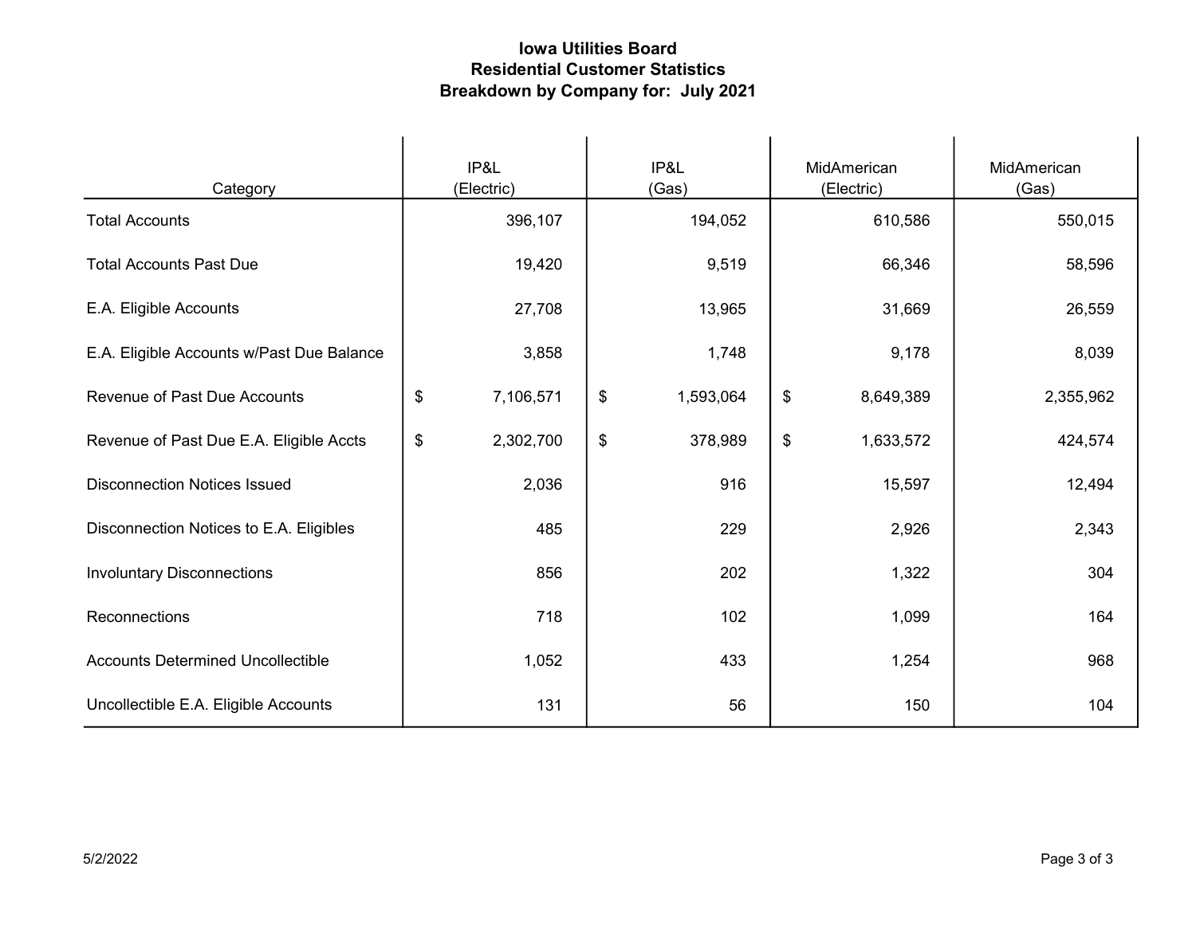# Iowa Utilities Board
## Residential Customer Statistics
## Breakdown by Company for: July 2021

| Category | IP&L (Electric) | IP&L (Gas) | MidAmerican (Electric) | MidAmerican (Gas) |
|---|---|---|---|---|
| Total Accounts | 396,107 | 194,052 | 610,586 | 550,015 |
| Total Accounts Past Due | 19,420 | 9,519 | 66,346 | 58,596 |
| E.A. Eligible Accounts | 27,708 | 13,965 | 31,669 | 26,559 |
| E.A. Eligible Accounts w/Past Due Balance | 3,858 | 1,748 | 9,178 | 8,039 |
| Revenue of Past Due Accounts | $ 7,106,571 | $ 1,593,064 | $ 8,649,389 | 2,355,962 |
| Revenue of Past Due E.A. Eligible Accts | $ 2,302,700 | $ 378,989 | $ 1,633,572 | 424,574 |
| Disconnection Notices Issued | 2,036 | 916 | 15,597 | 12,494 |
| Disconnection Notices to E.A. Eligibles | 485 | 229 | 2,926 | 2,343 |
| Involuntary Disconnections | 856 | 202 | 1,322 | 304 |
| Reconnections | 718 | 102 | 1,099 | 164 |
| Accounts Determined Uncollectible | 1,052 | 433 | 1,254 | 968 |
| Uncollectible E.A. Eligible Accounts | 131 | 56 | 150 | 104 |

5/2/2022